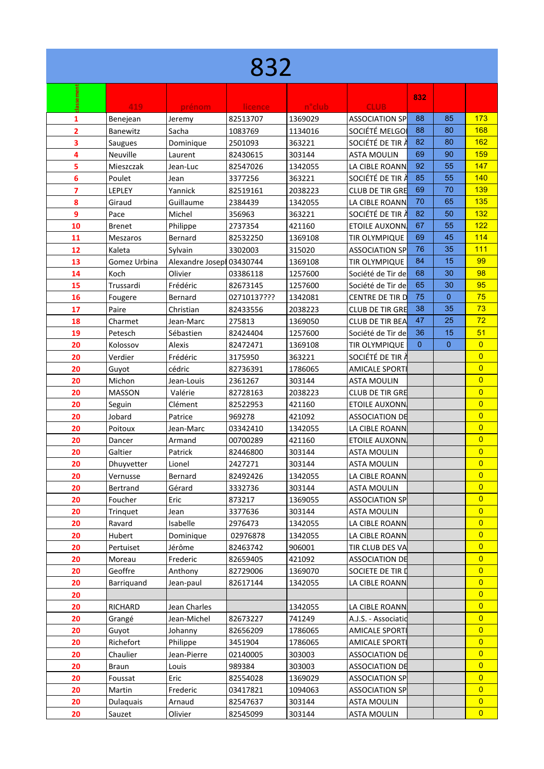# 832

| classement | 419 | prénom | licence | n°club | CLUB | 832 | | |
|---|---|---|---|---|---|---|---|---|
| 1 | Benejean | Jeremy | 82513707 | 1369029 | ASSOCIATION SP | 88 | 85 | 173 |
| 2 | Banewitz | Sacha | 1083769 | 1134016 | SOCIÉTÉ MELGOI | 88 | 80 | 168 |
| 3 | Saugues | Dominique | 2501093 | 363221 | SOCIÉTÉ DE TIR À | 82 | 80 | 162 |
| 4 | Neuville | Laurent | 82430615 | 303144 | ASTA MOULIN | 69 | 90 | 159 |
| 5 | Mieszczak | Jean-Luc | 82547026 | 1342055 | LA CIBLE ROANN | 92 | 55 | 147 |
| 6 | Poulet | Jean | 3377256 | 363221 | SOCIÉTÉ DE TIR À | 85 | 55 | 140 |
| 7 | LEPLEY | Yannick | 82519161 | 2038223 | CLUB DE TIR GRE | 69 | 70 | 139 |
| 8 | Giraud | Guillaume | 2384439 | 1342055 | LA CIBLE ROANN | 70 | 65 | 135 |
| 9 | Pace | Michel | 356963 | 363221 | SOCIÉTÉ DE TIR À | 82 | 50 | 132 |
| 10 | Brenet | Philippe | 2737354 | 421160 | ETOILE AUXONN. | 67 | 55 | 122 |
| 11 | Meszaros | Bernard | 82532250 | 1369108 | TIR OLYMPIQUE | 69 | 45 | 114 |
| 12 | Kaleta | Sylvain | 3302003 | 315020 | ASSOCIATION SP | 76 | 35 | 111 |
| 13 | Gomez Urbina | Alexandre Josepl | 03430744 | 1369108 | TIR OLYMPIQUE | 84 | 15 | 99 |
| 14 | Koch | Olivier | 03386118 | 1257600 | Société de Tir de | 68 | 30 | 98 |
| 15 | Trussardi | Frédéric | 82673145 | 1257600 | Société de Tir de | 65 | 30 | 95 |
| 16 | Fougere | Bernard | 02710137??? | 1342081 | CENTRE DE TIR D | 75 | 0 | 75 |
| 17 | Paire | Christian | 82433556 | 2038223 | CLUB DE TIR GRE | 38 | 35 | 73 |
| 18 | Charmet | Jean-Marc | 275813 | 1369050 | CLUB DE TIR BEA | 47 | 25 | 72 |
| 19 | Petesch | Sébastien | 82424404 | 1257600 | Société de Tir de | 36 | 15 | 51 |
| 20 | Kolossov | Alexis | 82472471 | 1369108 | TIR OLYMPIQUE | 0 | 0 | 0 |
| 20 | Verdier | Frédéric | 3175950 | 363221 | SOCIÉTÉ DE TIR À | | | 0 |
| 20 | Guyot | cédric | 82736391 | 1786065 | AMICALE SPORTI | | | 0 |
| 20 | Michon | Jean-Louis | 2361267 | 303144 | ASTA MOULIN | | | 0 |
| 20 | MASSON | Valérie | 82728163 | 2038223 | CLUB DE TIR GRE | | | 0 |
| 20 | Seguin | Clément | 82522953 | 421160 | ETOILE AUXONN. | | | 0 |
| 20 | Jobard | Patrice | 969278 | 421092 | ASSOCIATION DE | | | 0 |
| 20 | Poitoux | Jean-Marc | 03342410 | 1342055 | LA CIBLE ROANN | | | 0 |
| 20 | Dancer | Armand | 00700289 | 421160 | ETOILE AUXONN. | | | 0 |
| 20 | Galtier | Patrick | 82446800 | 303144 | ASTA MOULIN | | | 0 |
| 20 | Dhuyvetter | Lionel | 2427271 | 303144 | ASTA MOULIN | | | 0 |
| 20 | Vernusse | Bernard | 82492426 | 1342055 | LA CIBLE ROANN | | | 0 |
| 20 | Bertrand | Gérard | 3332736 | 303144 | ASTA MOULIN | | | 0 |
| 20 | Foucher | Eric | 873217 | 1369055 | ASSOCIATION SP | | | 0 |
| 20 | Trinquet | Jean | 3377636 | 303144 | ASTA MOULIN | | | 0 |
| 20 | Ravard | Isabelle | 2976473 | 1342055 | LA CIBLE ROANN | | | 0 |
| 20 | Hubert | Dominique | 02976878 | 1342055 | LA CIBLE ROANN | | | 0 |
| 20 | Pertuiset | Jérôme | 82463742 | 906001 | TIR CLUB DES VA | | | 0 |
| 20 | Moreau | Frederic | 82659405 | 421092 | ASSOCIATION DE | | | 0 |
| 20 | Geoffre | Anthony | 82729006 | 1369070 | SOCIETE DE TIR D | | | 0 |
| 20 | Barriquand | Jean-paul | 82617144 | 1342055 | LA CIBLE ROANN | | | 0 |
| 20 | | | | | | | | 0 |
| 20 | RICHARD | Jean Charles | | 1342055 | LA CIBLE ROANN | | | 0 |
| 20 | Grangé | Jean-Michel | 82673227 | 741249 | A.J.S. - Associatio | | | 0 |
| 20 | Guyot | Johanny | 82656209 | 1786065 | AMICALE SPORTI | | | 0 |
| 20 | Richefort | Philippe | 3451904 | 1786065 | AMICALE SPORTI | | | 0 |
| 20 | Chaulier | Jean-Pierre | 02140005 | 303003 | ASSOCIATION DE | | | 0 |
| 20 | Braun | Louis | 989384 | 303003 | ASSOCIATION DE | | | 0 |
| 20 | Foussat | Eric | 82554028 | 1369029 | ASSOCIATION SP | | | 0 |
| 20 | Martin | Frederic | 03417821 | 1094063 | ASSOCIATION SP | | | 0 |
| 20 | Dulaquais | Arnaud | 82547637 | 303144 | ASTA MOULIN | | | 0 |
| 20 | Sauzet | Olivier | 82545099 | 303144 | ASTA MOULIN | | | 0 |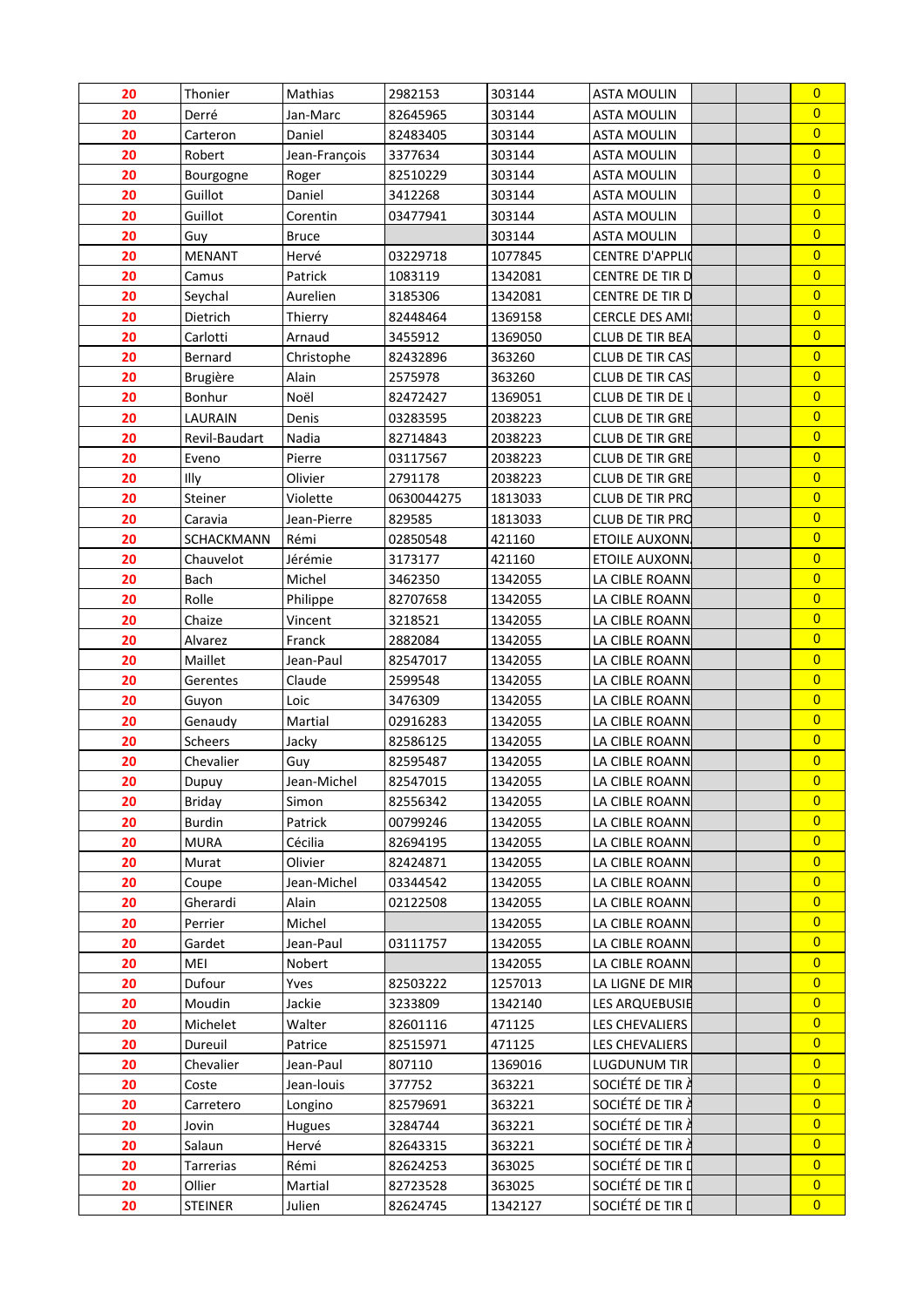| | | | | | | | | |
|---|---|---|---|---|---|---|---|---|
| 20 | Thonier | Mathias | 2982153 | 303144 | ASTA MOULIN | | | 0 |
| 20 | Derré | Jan-Marc | 82645965 | 303144 | ASTA MOULIN | | | 0 |
| 20 | Carteron | Daniel | 82483405 | 303144 | ASTA MOULIN | | | 0 |
| 20 | Robert | Jean-François | 3377634 | 303144 | ASTA MOULIN | | | 0 |
| 20 | Bourgogne | Roger | 82510229 | 303144 | ASTA MOULIN | | | 0 |
| 20 | Guillot | Daniel | 3412268 | 303144 | ASTA MOULIN | | | 0 |
| 20 | Guillot | Corentin | 03477941 | 303144 | ASTA MOULIN | | | 0 |
| 20 | Guy | Bruce | | 303144 | ASTA MOULIN | | | 0 |
| 20 | MENANT | Hervé | 03229718 | 1077845 | CENTRE D'APPLIC | | | 0 |
| 20 | Camus | Patrick | 1083119 | 1342081 | CENTRE DE TIR D | | | 0 |
| 20 | Seychal | Aurelien | 3185306 | 1342081 | CENTRE DE TIR D | | | 0 |
| 20 | Dietrich | Thierry | 82448464 | 1369158 | CERCLE DES AMIS | | | 0 |
| 20 | Carlotti | Arnaud | 3455912 | 1369050 | CLUB DE TIR BEA | | | 0 |
| 20 | Bernard | Christophe | 82432896 | 363260 | CLUB DE TIR CAS | | | 0 |
| 20 | Brugière | Alain | 2575978 | 363260 | CLUB DE TIR CAS | | | 0 |
| 20 | Bonhur | Noël | 82472427 | 1369051 | CLUB DE TIR DE L | | | 0 |
| 20 | LAURAIN | Denis | 03283595 | 2038223 | CLUB DE TIR GRE | | | 0 |
| 20 | Revil-Baudart | Nadia | 82714843 | 2038223 | CLUB DE TIR GRE | | | 0 |
| 20 | Eveno | Pierre | 03117567 | 2038223 | CLUB DE TIR GRE | | | 0 |
| 20 | Illy | Olivier | 2791178 | 2038223 | CLUB DE TIR GRE | | | 0 |
| 20 | Steiner | Violette | 0630044275 | 1813033 | CLUB DE TIR PRO | | | 0 |
| 20 | Caravia | Jean-Pierre | 829585 | 1813033 | CLUB DE TIR PRO | | | 0 |
| 20 | SCHACKMANN | Rémi | 02850548 | 421160 | ETOILE AUXONN | | | 0 |
| 20 | Chauvelot | Jérémie | 3173177 | 421160 | ETOILE AUXONN | | | 0 |
| 20 | Bach | Michel | 3462350 | 1342055 | LA CIBLE ROANN | | | 0 |
| 20 | Rolle | Philippe | 82707658 | 1342055 | LA CIBLE ROANN | | | 0 |
| 20 | Chaize | Vincent | 3218521 | 1342055 | LA CIBLE ROANN | | | 0 |
| 20 | Alvarez | Franck | 2882084 | 1342055 | LA CIBLE ROANN | | | 0 |
| 20 | Maillet | Jean-Paul | 82547017 | 1342055 | LA CIBLE ROANN | | | 0 |
| 20 | Gerentes | Claude | 2599548 | 1342055 | LA CIBLE ROANN | | | 0 |
| 20 | Guyon | Loic | 3476309 | 1342055 | LA CIBLE ROANN | | | 0 |
| 20 | Genaudy | Martial | 02916283 | 1342055 | LA CIBLE ROANN | | | 0 |
| 20 | Scheers | Jacky | 82586125 | 1342055 | LA CIBLE ROANN | | | 0 |
| 20 | Chevalier | Guy | 82595487 | 1342055 | LA CIBLE ROANN | | | 0 |
| 20 | Dupuy | Jean-Michel | 82547015 | 1342055 | LA CIBLE ROANN | | | 0 |
| 20 | Briday | Simon | 82556342 | 1342055 | LA CIBLE ROANN | | | 0 |
| 20 | Burdin | Patrick | 00799246 | 1342055 | LA CIBLE ROANN | | | 0 |
| 20 | MURA | Cécilia | 82694195 | 1342055 | LA CIBLE ROANN | | | 0 |
| 20 | Murat | Olivier | 82424871 | 1342055 | LA CIBLE ROANN | | | 0 |
| 20 | Coupe | Jean-Michel | 03344542 | 1342055 | LA CIBLE ROANN | | | 0 |
| 20 | Gherardi | Alain | 02122508 | 1342055 | LA CIBLE ROANN | | | 0 |
| 20 | Perrier | Michel | | 1342055 | LA CIBLE ROANN | | | 0 |
| 20 | Gardet | Jean-Paul | 03111757 | 1342055 | LA CIBLE ROANN | | | 0 |
| 20 | MEI | Nobert | | 1342055 | LA CIBLE ROANN | | | 0 |
| 20 | Dufour | Yves | 82503222 | 1257013 | LA LIGNE DE MIR | | | 0 |
| 20 | Moudin | Jackie | 3233809 | 1342140 | LES ARQUEBUSIE | | | 0 |
| 20 | Michelet | Walter | 82601116 | 471125 | LES CHEVALIERS | | | 0 |
| 20 | Dureuil | Patrice | 82515971 | 471125 | LES CHEVALIERS | | | 0 |
| 20 | Chevalier | Jean-Paul | 807110 | 1369016 | LUGDUNUM TIR | | | 0 |
| 20 | Coste | Jean-louis | 377752 | 363221 | SOCIÉTÉ DE TIR À | | | 0 |
| 20 | Carretero | Longino | 82579691 | 363221 | SOCIÉTÉ DE TIR À | | | 0 |
| 20 | Jovin | Hugues | 3284744 | 363221 | SOCIÉTÉ DE TIR À | | | 0 |
| 20 | Salaun | Hervé | 82643315 | 363221 | SOCIÉTÉ DE TIR À | | | 0 |
| 20 | Tarrerias | Rémi | 82624253 | 363025 | SOCIÉTÉ DE TIR D | | | 0 |
| 20 | Ollier | Martial | 82723528 | 363025 | SOCIÉTÉ DE TIR D | | | 0 |
| 20 | STEINER | Julien | 82624745 | 1342127 | SOCIÉTÉ DE TIR D | | | 0 |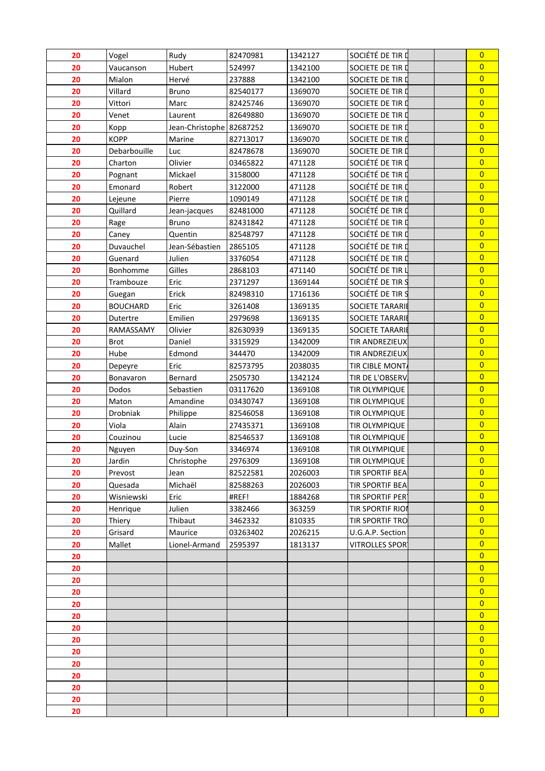| | | | | | | | | |
|---|---|---|---|---|---|---|---|---|
| 20 | Vogel | Rudy | 82470981 | 1342127 | SOCIÉTÉ DE TIR D | | | 0 |
| 20 | Vaucanson | Hubert | 524997 | 1342100 | SOCIETE DE TIR D | | | 0 |
| 20 | Mialon | Hervé | 237888 | 1342100 | SOCIETE DE TIR D | | | 0 |
| 20 | Villard | Bruno | 82540177 | 1369070 | SOCIETE DE TIR D | | | 0 |
| 20 | Vittori | Marc | 82425746 | 1369070 | SOCIETE DE TIR D | | | 0 |
| 20 | Venet | Laurent | 82649880 | 1369070 | SOCIETE DE TIR D | | | 0 |
| 20 | Kopp | Jean-Christophe | 82687252 | 1369070 | SOCIETE DE TIR D | | | 0 |
| 20 | KOPP | Marine | 82713017 | 1369070 | SOCIETE DE TIR D | | | 0 |
| 20 | Debarbouille | Luc | 82478678 | 1369070 | SOCIETE DE TIR D | | | 0 |
| 20 | Charton | Olivier | 03465822 | 471128 | SOCIÉTÉ DE TIR D | | | 0 |
| 20 | Pognant | Mickael | 3158000 | 471128 | SOCIÉTÉ DE TIR D | | | 0 |
| 20 | Emonard | Robert | 3122000 | 471128 | SOCIÉTÉ DE TIR D | | | 0 |
| 20 | Lejeune | Pierre | 1090149 | 471128 | SOCIÉTÉ DE TIR D | | | 0 |
| 20 | Quillard | Jean-jacques | 82481000 | 471128 | SOCIÉTÉ DE TIR D | | | 0 |
| 20 | Rage | Bruno | 82431842 | 471128 | SOCIÉTÉ DE TIR D | | | 0 |
| 20 | Caney | Quentin | 82548797 | 471128 | SOCIÉTÉ DE TIR D | | | 0 |
| 20 | Duvauchel | Jean-Sébastien | 2865105 | 471128 | SOCIÉTÉ DE TIR D | | | 0 |
| 20 | Guenard | Julien | 3376054 | 471128 | SOCIÉTÉ DE TIR D | | | 0 |
| 20 | Bonhomme | Gilles | 2868103 | 471140 | SOCIÉTÉ DE TIR L | | | 0 |
| 20 | Trambouze | Eric | 2371297 | 1369144 | SOCIÉTÉ DE TIR S | | | 0 |
| 20 | Guegan | Erick | 82498310 | 1716136 | SOCIÉTÉ DE TIR S | | | 0 |
| 20 | BOUCHARD | Eric | 3261408 | 1369135 | SOCIETE TARARE | | | 0 |
| 20 | Dutertre | Emilien | 2979698 | 1369135 | SOCIETE TARARE | | | 0 |
| 20 | RAMASSAMY | Olivier | 82630939 | 1369135 | SOCIETE TARARE | | | 0 |
| 20 | Brot | Daniel | 3315929 | 1342009 | TIR ANDREZIEUX | | | 0 |
| 20 | Hube | Edmond | 344470 | 1342009 | TIR ANDREZIEUX | | | 0 |
| 20 | Depeyre | Eric | 82573795 | 2038035 | TIR CIBLE MONTA | | | 0 |
| 20 | Bonavaron | Bernard | 2505730 | 1342124 | TIR DE L'OBSERV | | | 0 |
| 20 | Dodos | Sebastien | 03117620 | 1369108 | TIR OLYMPIQUE | | | 0 |
| 20 | Maton | Amandine | 03430747 | 1369108 | TIR OLYMPIQUE | | | 0 |
| 20 | Drobniak | Philippe | 82546058 | 1369108 | TIR OLYMPIQUE | | | 0 |
| 20 | Viola | Alain | 27435371 | 1369108 | TIR OLYMPIQUE | | | 0 |
| 20 | Couzinou | Lucie | 82546537 | 1369108 | TIR OLYMPIQUE | | | 0 |
| 20 | Nguyen | Duy-Son | 3346974 | 1369108 | TIR OLYMPIQUE | | | 0 |
| 20 | Jardin | Christophe | 2976309 | 1369108 | TIR OLYMPIQUE | | | 0 |
| 20 | Prevost | Jean | 82522581 | 2026003 | TIR SPORTIF BEA | | | 0 |
| 20 | Quesada | Michaël | 82588263 | 2026003 | TIR SPORTIF BEA | | | 0 |
| 20 | Wisniewski | Eric | #REF! | 1884268 | TIR SPORTIF PER | | | 0 |
| 20 | Henrique | Julien | 3382466 | 363259 | TIR SPORTIF RIOM | | | 0 |
| 20 | Thiery | Thibaut | 3462332 | 810335 | TIR SPORTIF TRO | | | 0 |
| 20 | Grisard | Maurice | 03263402 | 2026215 | U.G.A.P. Section | | | 0 |
| 20 | Mallet | Lionel-Armand | 2595397 | 1813137 | VITROLLES SPOR | | | 0 |
| 20 | | | | | | | | 0 |
| 20 | | | | | | | | 0 |
| 20 | | | | | | | | 0 |
| 20 | | | | | | | | 0 |
| 20 | | | | | | | | 0 |
| 20 | | | | | | | | 0 |
| 20 | | | | | | | | 0 |
| 20 | | | | | | | | 0 |
| 20 | | | | | | | | 0 |
| 20 | | | | | | | | 0 |
| 20 | | | | | | | | 0 |
| 20 | | | | | | | | 0 |
| 20 | | | | | | | | 0 |
| 20 | | | | | | | | 0 |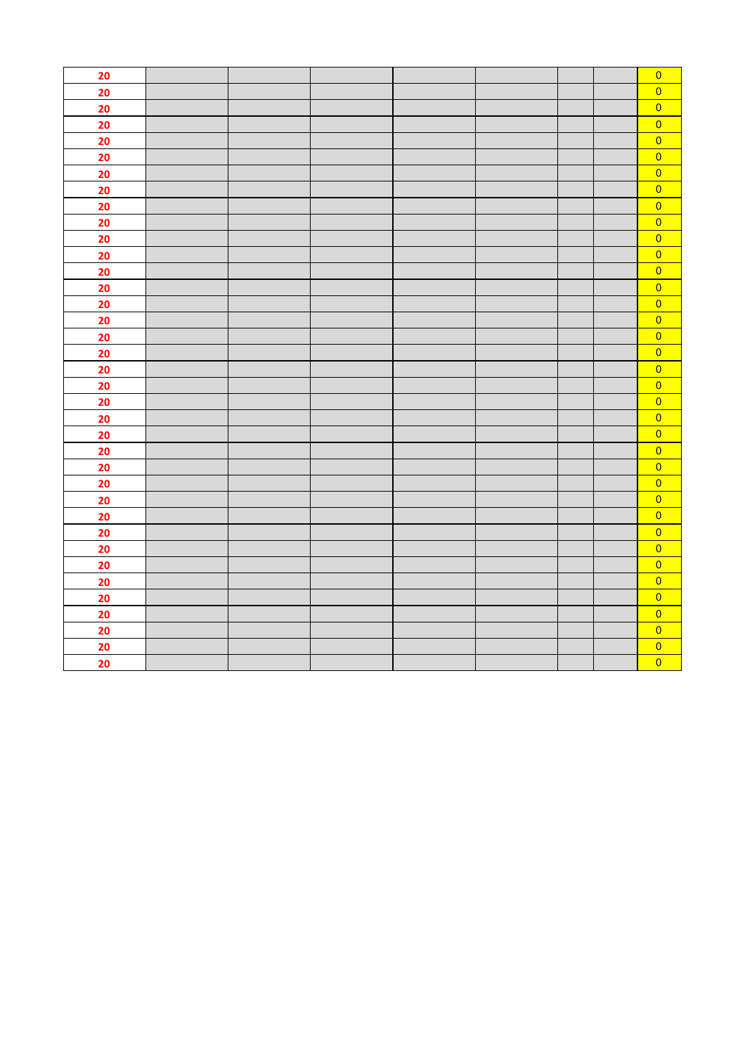| | | | | | | | | |
|---|---|---|---|---|---|---|---|---|
| 20 | | | | | | | | 0 |
| 20 | | | | | | | | 0 |
| 20 | | | | | | | | 0 |
| 20 | | | | | | | | 0 |
| 20 | | | | | | | | 0 |
| 20 | | | | | | | | 0 |
| 20 | | | | | | | | 0 |
| 20 | | | | | | | | 0 |
| 20 | | | | | | | | 0 |
| 20 | | | | | | | | 0 |
| 20 | | | | | | | | 0 |
| 20 | | | | | | | | 0 |
| 20 | | | | | | | | 0 |
| 20 | | | | | | | | 0 |
| 20 | | | | | | | | 0 |
| 20 | | | | | | | | 0 |
| 20 | | | | | | | | 0 |
| 20 | | | | | | | | 0 |
| 20 | | | | | | | | 0 |
| 20 | | | | | | | | 0 |
| 20 | | | | | | | | 0 |
| 20 | | | | | | | | 0 |
| 20 | | | | | | | | 0 |
| 20 | | | | | | | | 0 |
| 20 | | | | | | | | 0 |
| 20 | | | | | | | | 0 |
| 20 | | | | | | | | 0 |
| 20 | | | | | | | | 0 |
| 20 | | | | | | | | 0 |
| 20 | | | | | | | | 0 |
| 20 | | | | | | | | 0 |
| 20 | | | | | | | | 0 |
| 20 | | | | | | | | 0 |
| 20 | | | | | | | | 0 |
| 20 | | | | | | | | 0 |
| 20 | | | | | | | | 0 |
| 20 | | | | | | | | 0 |